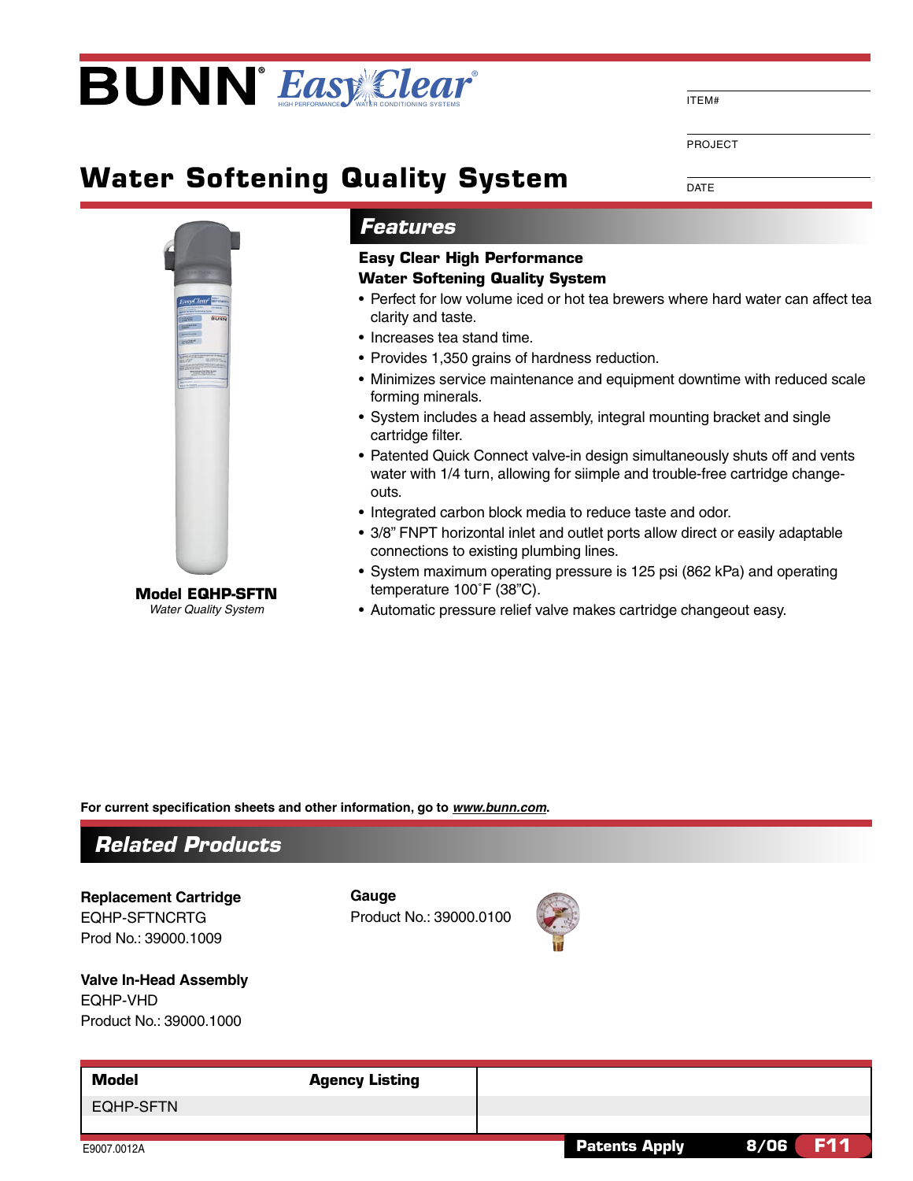# BUNN® EasyClear®

HIGH PERFORMANCE WATER CONDITIONING SYSTEMS

ITEM#

PROJECT

DATE

## Water Softening Quality System

**Model EQHP-SFTN**

*Water Quality System*

## Features

**Easy Clear High Performance**
**Water Softening Quality System**

- Perfect for low volume iced or hot tea brewers where hard water can affect tea clarity and taste.
- Increases tea stand time.
- Provides 1,350 grains of hardness reduction.
- Minimizes service maintenance and equipment downtime with reduced scale forming minerals.
- System includes a head assembly, integral mounting bracket and single cartridge filter.
- Patented Quick Connect valve-in design simultaneously shuts off and vents water with 1/4 turn, allowing for siimple and trouble-free cartridge change-outs.
- Integrated carbon block media to reduce taste and odor.
- 3/8" FNPT horizontal inlet and outlet ports allow direct or easily adaptable connections to existing plumbing lines.
- System maximum operating pressure is 125 psi (862 kPa) and operating temperature 100˚F (38"C).
- Automatic pressure relief valve makes cartridge changeout easy.

**For current specification sheets and other information, go to *www.bunn.com*.**

## Related Products

**Replacement Cartridge**
EQHP-SFTNCRTG
Prod No.: 39000.1009

**Valve In-Head Assembly**
EQHP-VHD
Product No.: 39000.1000

**Gauge**
Product No.: 39000.0100

| Model | Agency Listing | |
|---|---|---|
| EQHP-SFTN | | |

E9007.0012A

**Patents Apply** **8/06** **F11**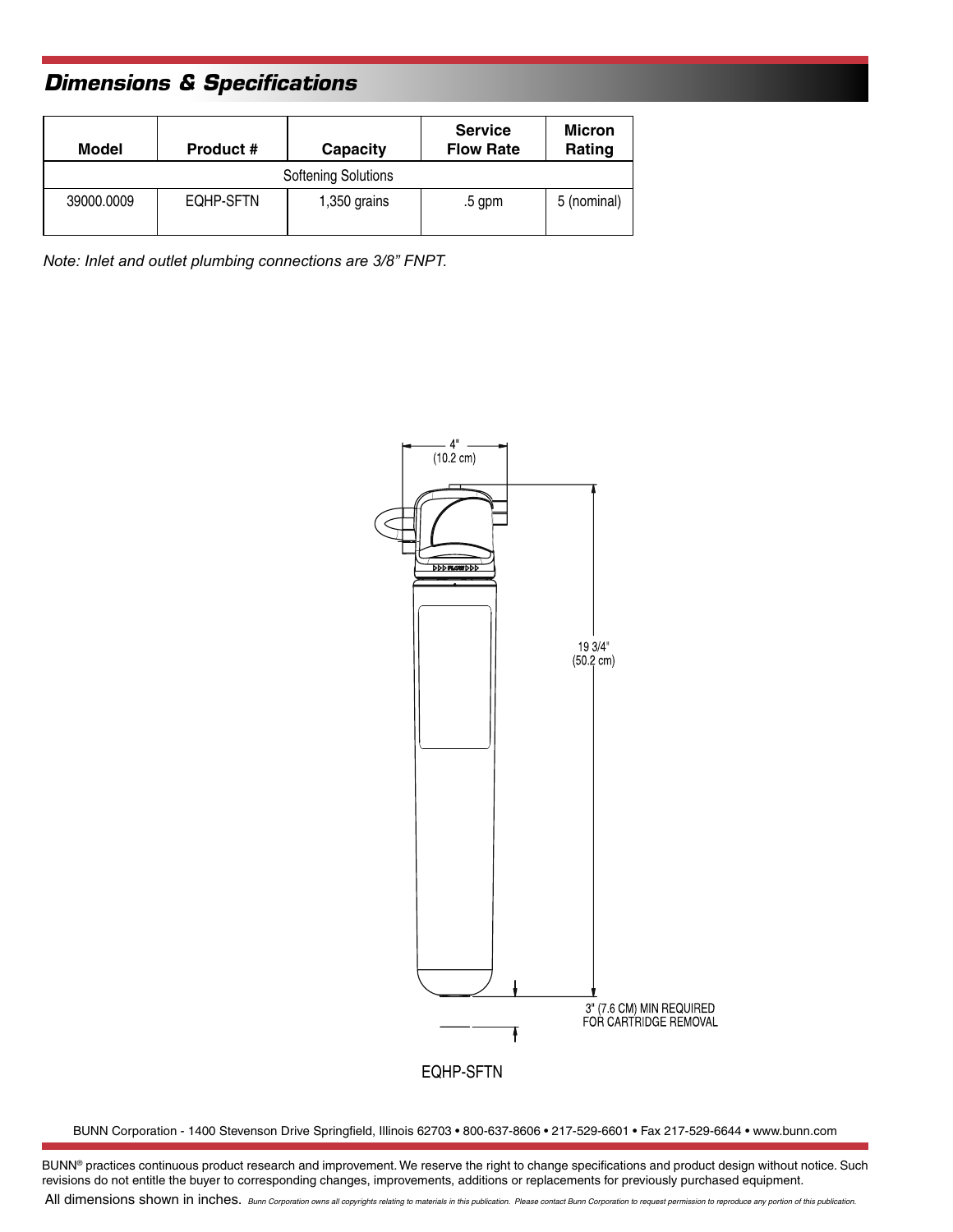## Dimensions & Specifications

| Model | Product # | Capacity | Service Flow Rate | Micron Rating |
|---|---|---|---|---|
| Softening Solutions | | | | |
| 39000.0009 | EQHP-SFTN | 1,350 grains | .5 gpm | 5 (nominal) |

*Note: Inlet and outlet plumbing connections are 3/8" FNPT.*

4"
(10.2 cm)

19 3/4"
(50.2 cm)

3" (7.6 CM) MIN REQUIRED
FOR CARTRIDGE REMOVAL

EQHP-SFTN

BUNN Corporation - 1400 Stevenson Drive Springfield, Illinois 62703 • 800-637-8606 • 217-529-6601 • Fax 217-529-6644 • www.bunn.com

BUNN® practices continuous product research and improvement. We reserve the right to change specifications and product design without notice. Such revisions do not entitle the buyer to corresponding changes, improvements, additions or replacements for previously purchased equipment.

All dimensions shown in inches. *Bunn Corporation owns all copyrights relating to materials in this publication. Please contact Bunn Corporation to request permission to reproduce any portion of this publication.*